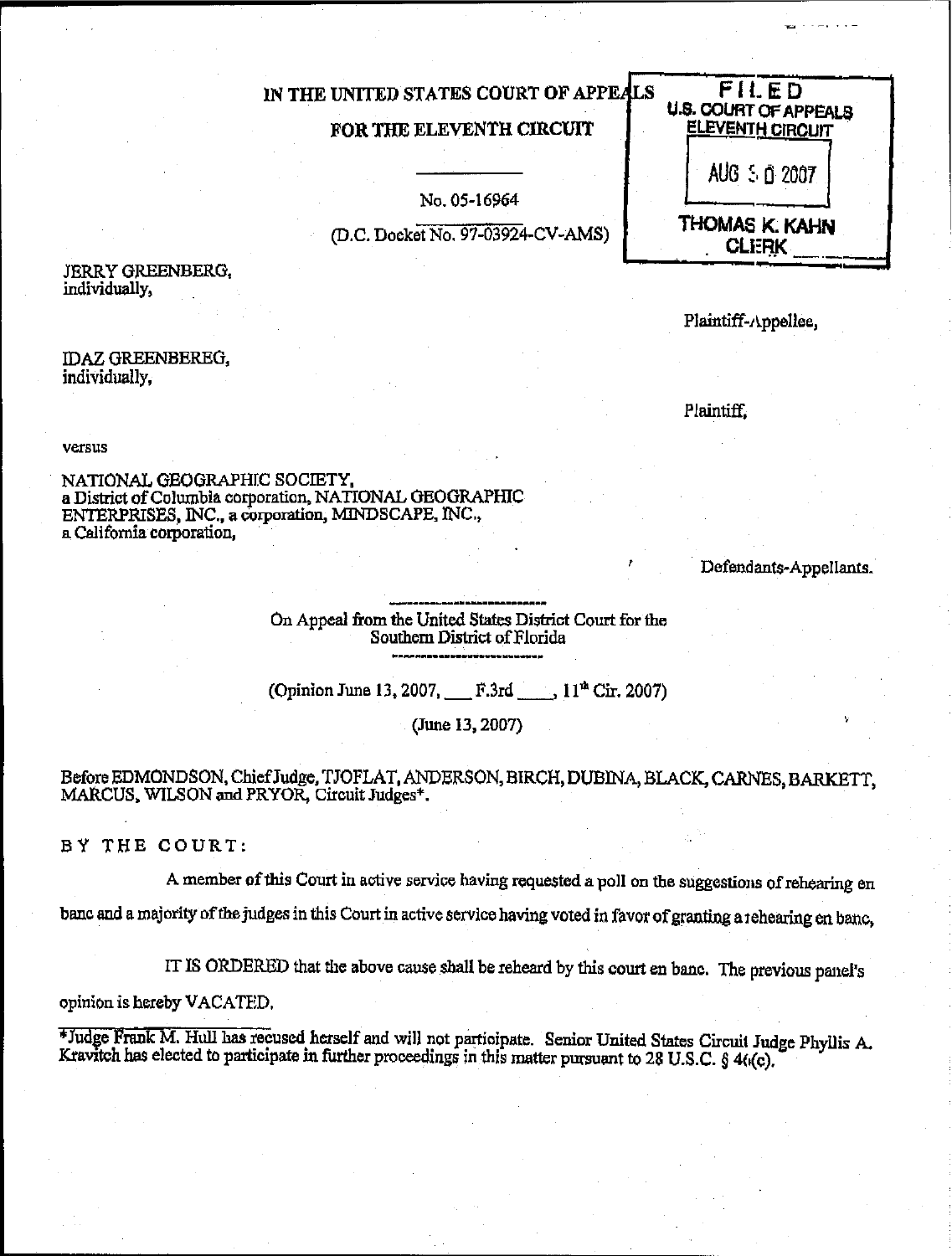IN THE UNITED STATES COURT OF APPEALS

FOR THE ELEVENTH CIRCUIT

FILED
U.S. COURT OF APPEALS
ELEVENTH CIRCUIT
AUG 30 2007
THOMAS K. KAHN
CLERK

No. 05-16964

(D.C. Docket No. 97-03924-CV-AMS)

JERRY GREENBERG,
individually,

Plaintiff-Appellee,

IDAZ GREENBEREG,
individually,

Plaintiff,

versus

NATIONAL GEOGRAPHIC SOCIETY,
a District of Columbia corporation, NATIONAL GEOGRAPHIC ENTERPRISES, INC., a corporation, MINDSCAPE, INC.,
a California corporation,

Defendants-Appellants.

On Appeal from the United States District Court for the Southern District of Florida

(Opinion June 13, 2007, ___ F.3rd ___, 11th Cir. 2007)

(June 13, 2007)

Before EDMONDSON, Chief Judge, TJOFLAT, ANDERSON, BIRCH, DUBINA, BLACK, CARNES, BARKETT, MARCUS, WILSON and PRYOR, Circuit Judges*.

BY THE COURT:

A member of this Court in active service having requested a poll on the suggestions of rehearing en banc and a majority of the judges in this Court in active service having voted in favor of granting a rehearing en banc,

IT IS ORDERED that the above cause shall be reheard by this court en banc. The previous panel's opinion is hereby VACATED.

*Judge Frank M. Hull has recused herself and will not participate. Senior United States Circuit Judge Phyllis A. Kravitch has elected to participate in further proceedings in this matter pursuant to 28 U.S.C. § 46(c).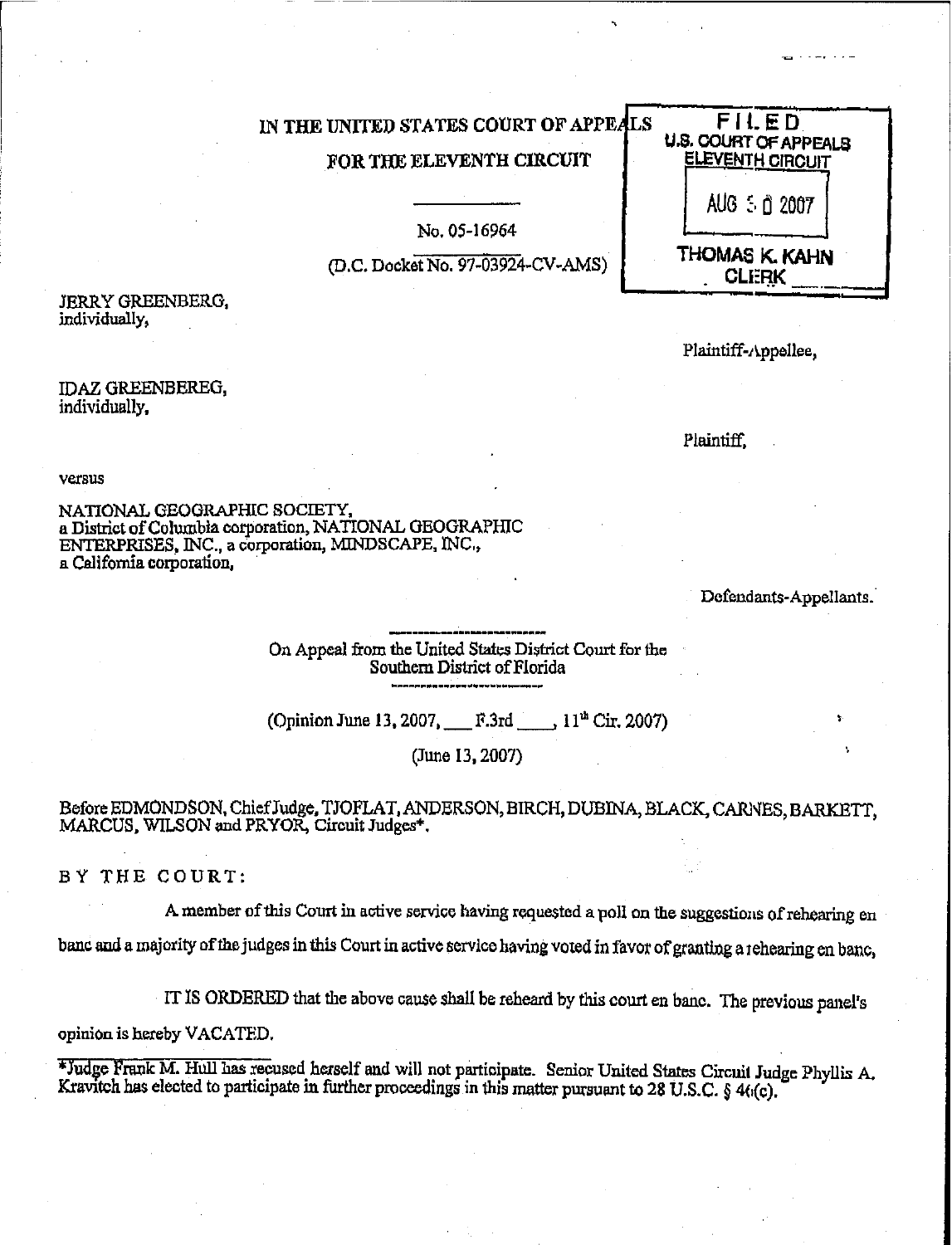IN THE UNITED STATES COURT OF APPEALS

FOR THE ELEVENTH CIRCUIT

FILED
U.S. COURT OF APPEALS
ELEVENTH CIRCUIT
AUG 30 2007
THOMAS K. KAHN
CLERK

No. 05-16964

(D.C. Docket No. 97-03924-CV-AMS)

JERRY GREENBERG,
individually,

Plaintiff-Appellee,

IDAZ GREENBEREG,
individually,

Plaintiff,

versus

NATIONAL GEOGRAPHIC SOCIETY,
a District of Columbia corporation, NATIONAL GEOGRAPHIC ENTERPRISES, INC., a corporation, MINDSCAPE, INC.,
a California corporation,

Defendants-Appellants.

On Appeal from the United States District Court for the
Southern District of Florida

(Opinion June 13, 2007, \_\_\_ F.3rd \_\_\_\_, 11th Cir. 2007)

(June 13, 2007)

Before EDMONDSON, Chief Judge, TJOFLAT, ANDERSON, BIRCH, DUBINA, BLACK, CARNES, BARKETT, MARCUS, WILSON and PRYOR, Circuit Judges*.

BY THE COURT:

A member of this Court in active service having requested a poll on the suggestions of rehearing en banc and a majority of the judges in this Court in active service having voted in favor of granting a rehearing en banc,

IT IS ORDERED that the above cause shall be reheard by this court en banc. The previous panel's opinion is hereby VACATED.

*Judge Frank M. Hull has recused herself and will not participate. Senior United States Circuit Judge Phyllis A. Kravitch has elected to participate in further proceedings in this matter pursuant to 28 U.S.C. § 46(c).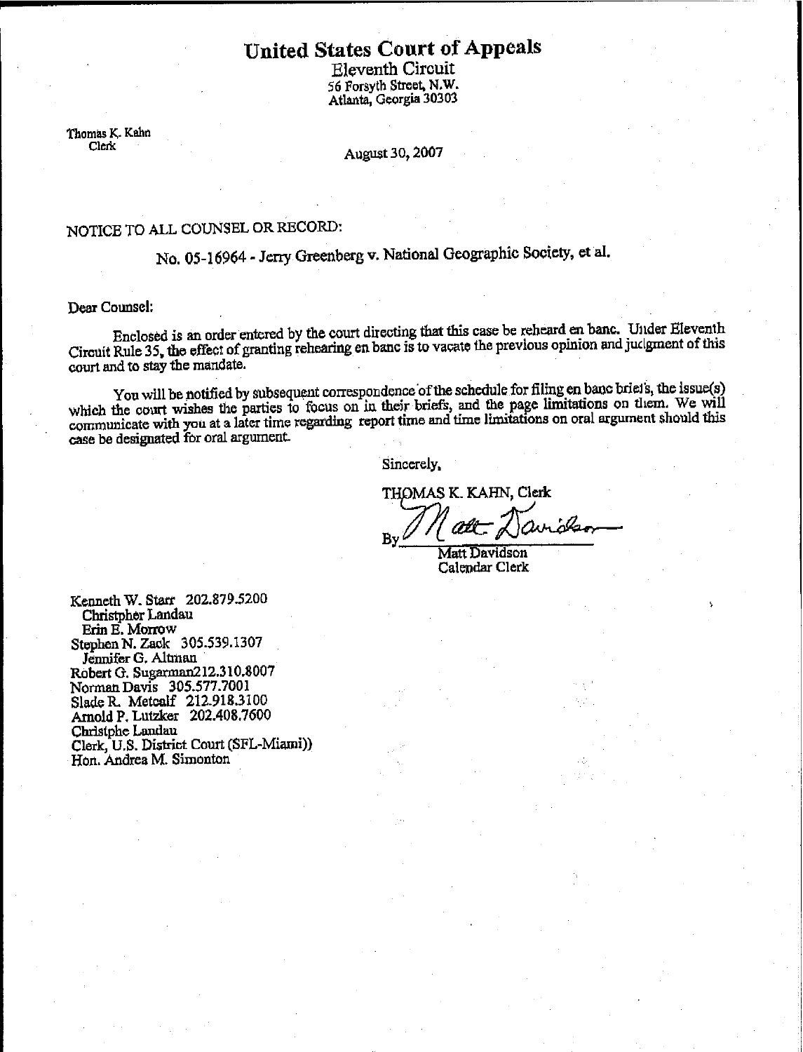# United States Court of Appeals

Eleventh Circuit
56 Forsyth Street, N.W.
Atlanta, Georgia 30303

Thomas K. Kahn
Clerk

August 30, 2007

NOTICE TO ALL COUNSEL OR RECORD:

No. 05-16964 - Jerry Greenberg v. National Geographic Society, et al.

Dear Counsel:

Enclosed is an order entered by the court directing that this case be reheard en banc. Under Eleventh Circuit Rule 35, the effect of granting rehearing en banc is to vacate the previous opinion and judgment of this court and to stay the mandate.

You will be notified by subsequent correspondence of the schedule for filing en banc briefs, the issue(s) which the court wishes the parties to focus on in their briefs, and the page limitations on them. We will communicate with you at a later time regarding report time and time limitations on oral argument should this case be designated for oral argument.

Sincerely,

THOMAS K. KAHN, Clerk

By Matt Davidson
Matt Davidson
Calendar Clerk

Kenneth W. Starr 202.879.5200
Christpher Landau
Erin E. Morrow
Stephen N. Zack 305.539.1307
Jennifer G. Altman
Robert G. Sugarman212.310.8007
Norman Davis 305.577.7001
Slade R. Metcalf 212.918.3100
Arnold P. Lutzker 202.408.7600
Christphe Landau
Clerk, U.S. District Court (SFL-Miami))
Hon. Andrea M. Simonton